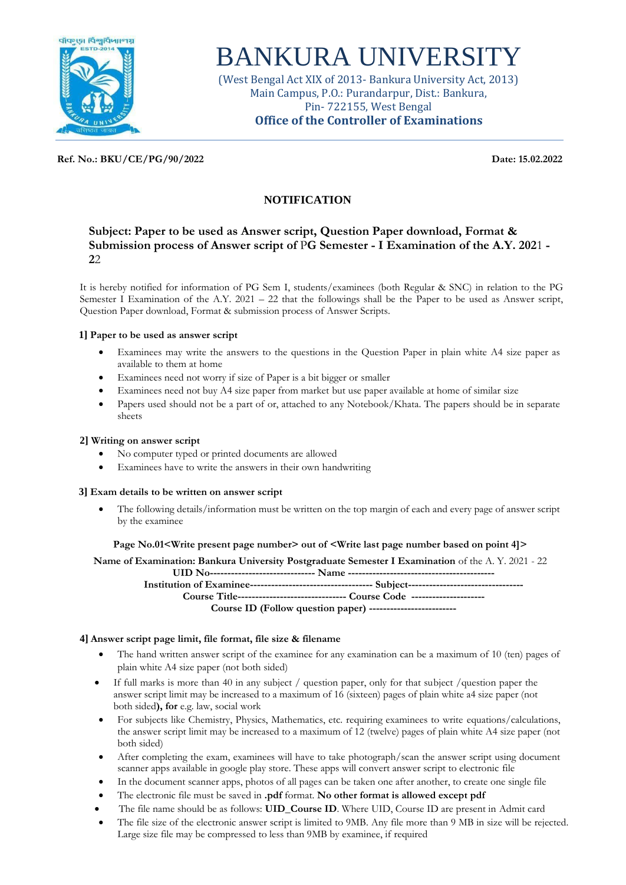# BANKURA UNIVERSITY

(West Bengal Act XIX of 2013- Bankura University Act, 2013)
Main Campus, P.O.: Purandarpur, Dist.: Bankura,
Pin- 722155, West Bengal
**Office of the Controller of Examinations**

**Ref. No.: BKU/CE/PG/90/2022** **Date: 15.02.2022**

## NOTIFICATION

### Subject: Paper to be used as Answer script, Question Paper download, Format & Submission process of Answer script of PG Semester - I Examination of the A.Y. 2021 - 22

It is hereby notified for information of PG Sem I, students/examinees (both Regular & SNC) in relation to the PG Semester I Examination of the A.Y. 2021 – 22 that the followings shall be the Paper to be used as Answer script, Question Paper download, Format & submission process of Answer Scripts.

**1] Paper to be used as answer script**

- Examinees may write the answers to the questions in the Question Paper in plain white A4 size paper as available to them at home
- Examinees need not worry if size of Paper is a bit bigger or smaller
- Examinees need not buy A4 size paper from market but use paper available at home of similar size
- Papers used should not be a part of or, attached to any Notebook/Khata. The papers should be in separate sheets

**2] Writing on answer script**

- No computer typed or printed documents are allowed
- Examinees have to write the answers in their own handwriting

**3] Exam details to be written on answer script**

- The following details/information must be written on the top margin of each and every page of answer script by the examinee

**Page No.01<Write present page number> out of <Write last page number based on point 4]>**

**Name of Examination: Bankura University Postgraduate Semester I Examination** of the A. Y. 2021 - 22
**UID No------------------------------ Name ------------------------------------------**
**Institution of Examinee----------------------------------- Subject---------------------------------**
**Course Title------------------------------- Course Code ---------------------**
**Course ID (Follow question paper) -------------------------**

**4] Answer script page limit, file format, file size & filename**

- The hand written answer script of the examinee for any examination can be a maximum of 10 (ten) pages of plain white A4 size paper (not both sided)
- If full marks is more than 40 in any subject / question paper, only for that subject /question paper the answer script limit may be increased to a maximum of 16 (sixteen) pages of plain white a4 size paper (not both sided**), for** e.g. law, social work
- For subjects like Chemistry, Physics, Mathematics, etc. requiring examinees to write equations/calculations, the answer script limit may be increased to a maximum of 12 (twelve) pages of plain white A4 size paper (not both sided)
- After completing the exam, examinees will have to take photograph/scan the answer script using document scanner apps available in google play store. These apps will convert answer script to electronic file
- In the document scanner apps, photos of all pages can be taken one after another, to create one single file
- The electronic file must be saved in **.pdf** format. **No other format is allowed except pdf**
- The file name should be as follows: **UID_Course ID**. Where UID, Course ID are present in Admit card
- The file size of the electronic answer script is limited to 9MB. Any file more than 9 MB in size will be rejected. Large size file may be compressed to less than 9MB by examinee, if required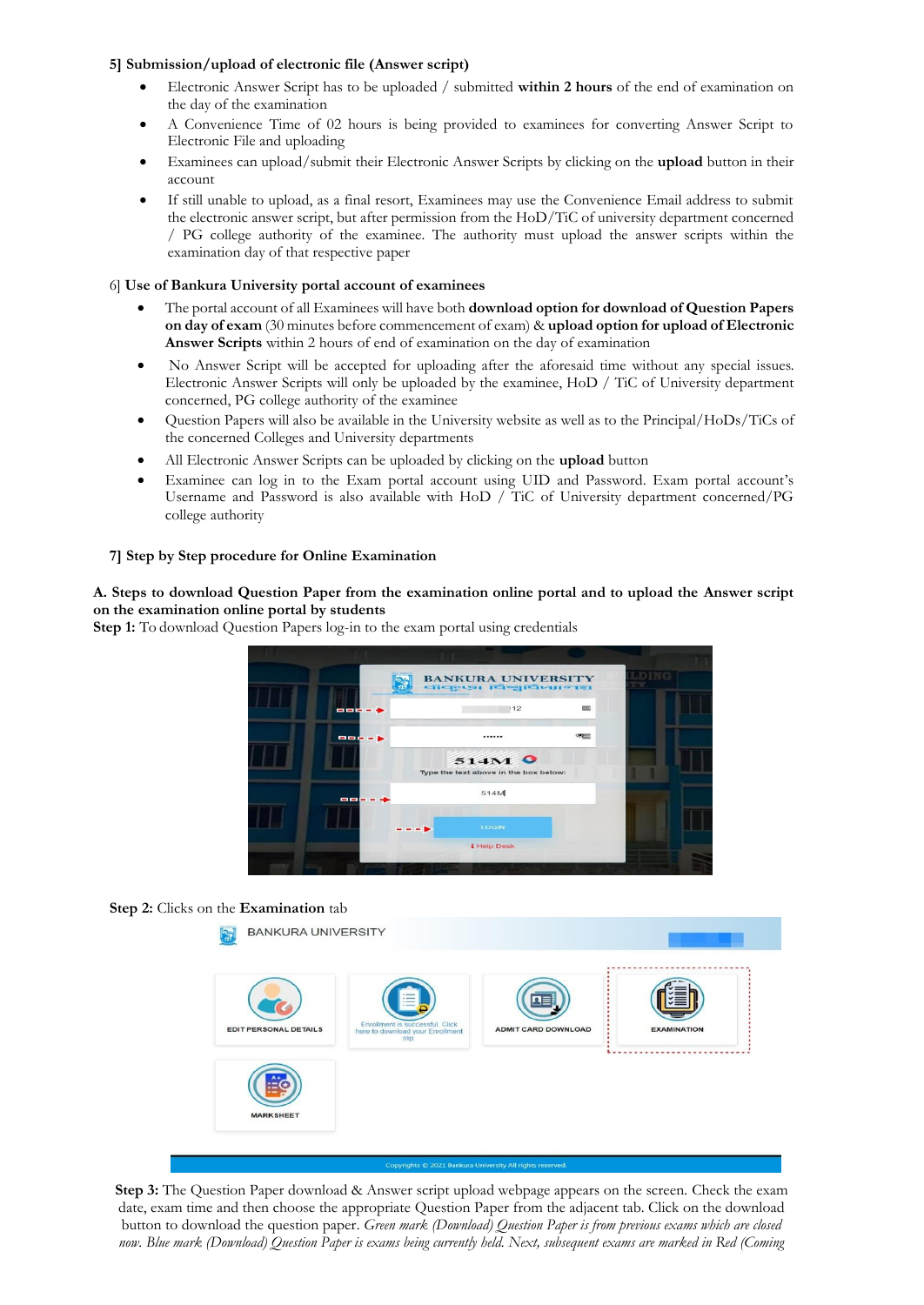**5] Submission/upload of electronic file (Answer script)**

- Electronic Answer Script has to be uploaded / submitted **within 2 hours** of the end of examination on the day of the examination
- A Convenience Time of 02 hours is being provided to examinees for converting Answer Script to Electronic File and uploading
- Examinees can upload/submit their Electronic Answer Scripts by clicking on the **upload** button in their account
- If still unable to upload, as a final resort, Examinees may use the Convenience Email address to submit the electronic answer script, but after permission from the HoD/TiC of university department concerned / PG college authority of the examinee. The authority must upload the answer scripts within the examination day of that respective paper

6] **Use of Bankura University portal account of examinees**

- The portal account of all Examinees will have both **download option for download of Question Papers on day of exam** (30 minutes before commencement of exam) & **upload option for upload of Electronic Answer Scripts** within 2 hours of end of examination on the day of examination
- No Answer Script will be accepted for uploading after the aforesaid time without any special issues. Electronic Answer Scripts will only be uploaded by the examinee, HoD / TiC of University department concerned, PG college authority of the examinee
- Question Papers will also be available in the University website as well as to the Principal/HoDs/TiCs of the concerned Colleges and University departments
- All Electronic Answer Scripts can be uploaded by clicking on the **upload** button
- Examinee can log in to the Exam portal account using UID and Password. Exam portal account's Username and Password is also available with HoD / TiC of University department concerned/PG college authority

**7] Step by Step procedure for Online Examination**

**A. Steps to download Question Paper from the examination online portal and to upload the Answer script on the examination online portal by students**

**Step 1:** To download Question Papers log-in to the exam portal using credentials

**Step 2:** Clicks on the **Examination** tab

**Step 3:** The Question Paper download & Answer script upload webpage appears on the screen. Check the exam date, exam time and then choose the appropriate Question Paper from the adjacent tab. Click on the download button to download the question paper. *Green mark (Download) Question Paper is from previous exams which are closed now. Blue mark (Download) Question Paper is exams being currently held. Next, subsequent exams are marked in Red (Coming*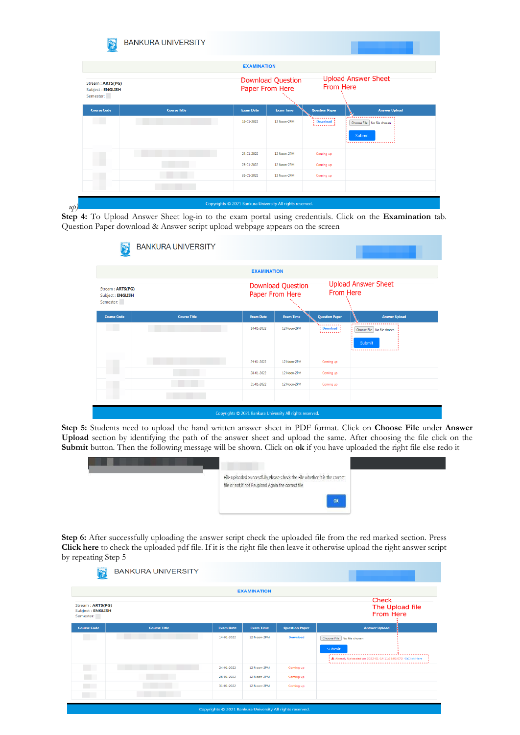**Step 4:** To Upload Answer Sheet log-in to the exam portal using credentials. Click on the **Examination** tab. Question Paper download & Answer script upload webpage appears on the screen

**Step 5:** Students need to upload the hand written answer sheet in PDF format. Click on **Choose File** under **Answer Upload** section by identifying the path of the answer sheet and upload the same. After choosing the file click on the **Submit** button. Then the following message will be shown. Click on **ok** if you have uploaded the right file else redo it

**Step 6:** After successfully uploading the answer script check the uploaded file from the red marked section. Press **Click here** to check the uploaded pdf file. If it is the right file then leave it otherwise upload the right answer script by repeating Step 5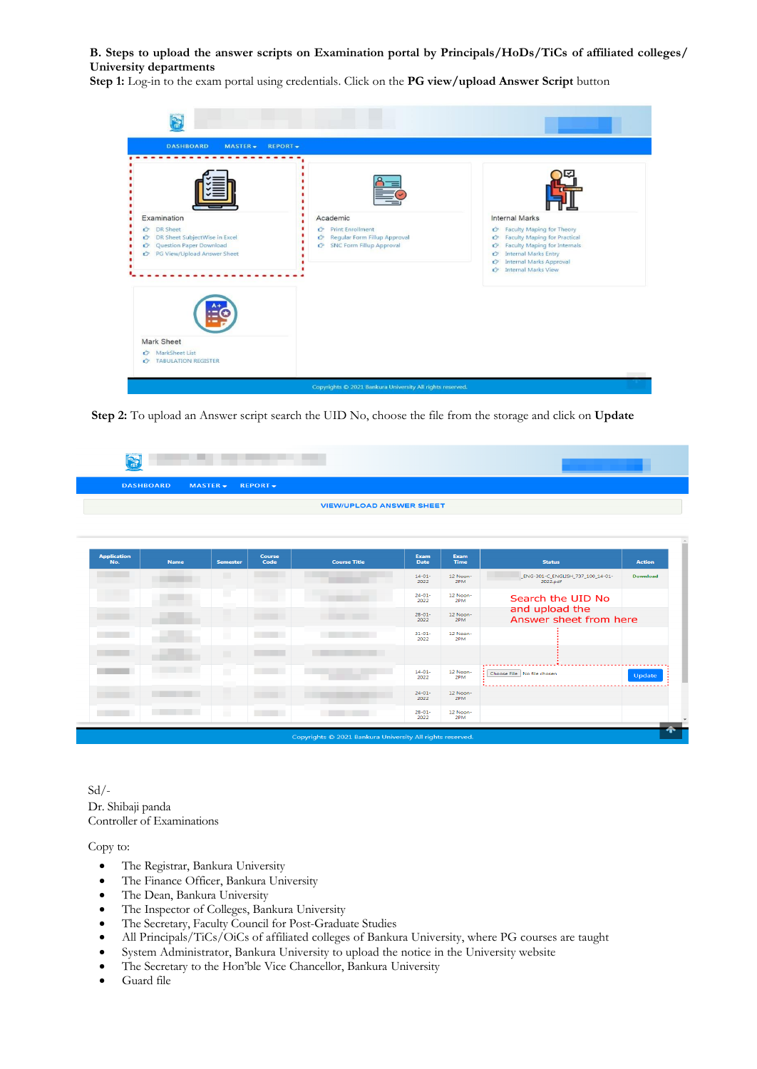**B. Steps to upload the answer scripts on Examination portal by Principals/HoDs/TiCs of affiliated colleges/ University departments**

**Step 1:** Log-in to the exam portal using credentials. Click on the **PG view/upload Answer Script** button

**Step 2:** To upload an Answer script search the UID No, choose the file from the storage and click on **Update**

Sd/-
Dr. Shibaji panda
Controller of Examinations

Copy to:

- The Registrar, Bankura University
- The Finance Officer, Bankura University
- The Dean, Bankura University
- The Inspector of Colleges, Bankura University
- The Secretary, Faculty Council for Post-Graduate Studies
- All Principals/TiCs/OiCs of affiliated colleges of Bankura University, where PG courses are taught
- System Administrator, Bankura University to upload the notice in the University website
- The Secretary to the Hon'ble Vice Chancellor, Bankura University
- Guard file